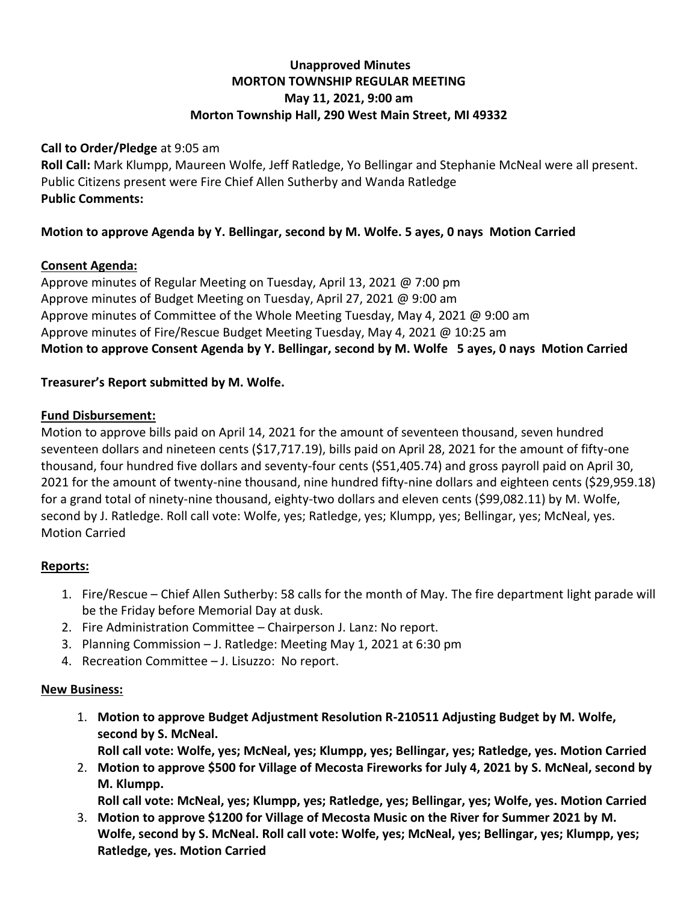# Unapproved Minutes
## MORTON TOWNSHIP REGULAR MEETING
### May 11, 2021, 9:00 am
### Morton Township Hall, 290 West Main Street, MI 49332

**Call to Order/Pledge** at 9:05 am
**Roll Call:** Mark Klumpp, Maureen Wolfe, Jeff Ratledge, Yo Bellingar and Stephanie McNeal were all present. Public Citizens present were Fire Chief Allen Sutherby and Wanda Ratledge
**Public Comments:**

**Motion to approve Agenda by Y. Bellingar, second by M. Wolfe. 5 ayes, 0 nays Motion Carried**

**Consent Agenda:**
Approve minutes of Regular Meeting on Tuesday, April 13, 2021 @ 7:00 pm
Approve minutes of Budget Meeting on Tuesday, April 27, 2021 @ 9:00 am
Approve minutes of Committee of the Whole Meeting Tuesday, May 4, 2021 @ 9:00 am
Approve minutes of Fire/Rescue Budget Meeting Tuesday, May 4, 2021 @ 10:25 am
**Motion to approve Consent Agenda by Y. Bellingar, second by M. Wolfe 5 ayes, 0 nays Motion Carried**

**Treasurer's Report submitted by M. Wolfe.**

**Fund Disbursement:**
Motion to approve bills paid on April 14, 2021 for the amount of seventeen thousand, seven hundred seventeen dollars and nineteen cents ($17,717.19), bills paid on April 28, 2021 for the amount of fifty-one thousand, four hundred five dollars and seventy-four cents ($51,405.74) and gross payroll paid on April 30, 2021 for the amount of twenty-nine thousand, nine hundred fifty-nine dollars and eighteen cents ($29,959.18) for a grand total of ninety-nine thousand, eighty-two dollars and eleven cents ($99,082.11) by M. Wolfe, second by J. Ratledge. Roll call vote: Wolfe, yes; Ratledge, yes; Klumpp, yes; Bellingar, yes; McNeal, yes. Motion Carried

**Reports:**

1. Fire/Rescue – Chief Allen Sutherby: 58 calls for the month of May. The fire department light parade will be the Friday before Memorial Day at dusk.
2. Fire Administration Committee – Chairperson J. Lanz: No report.
3. Planning Commission – J. Ratledge: Meeting May 1, 2021 at 6:30 pm
4. Recreation Committee – J. Lisuzzo: No report.

**New Business:**

1. **Motion to approve Budget Adjustment Resolution R-210511 Adjusting Budget by M. Wolfe, second by S. McNeal.**
   **Roll call vote: Wolfe, yes; McNeal, yes; Klumpp, yes; Bellingar, yes; Ratledge, yes. Motion Carried**
2. **Motion to approve $500 for Village of Mecosta Fireworks for July 4, 2021 by S. McNeal, second by M. Klumpp.**
   **Roll call vote: McNeal, yes; Klumpp, yes; Ratledge, yes; Bellingar, yes; Wolfe, yes. Motion Carried**
3. **Motion to approve $1200 for Village of Mecosta Music on the River for Summer 2021 by M. Wolfe, second by S. McNeal. Roll call vote: Wolfe, yes; McNeal, yes; Bellingar, yes; Klumpp, yes; Ratledge, yes. Motion Carried**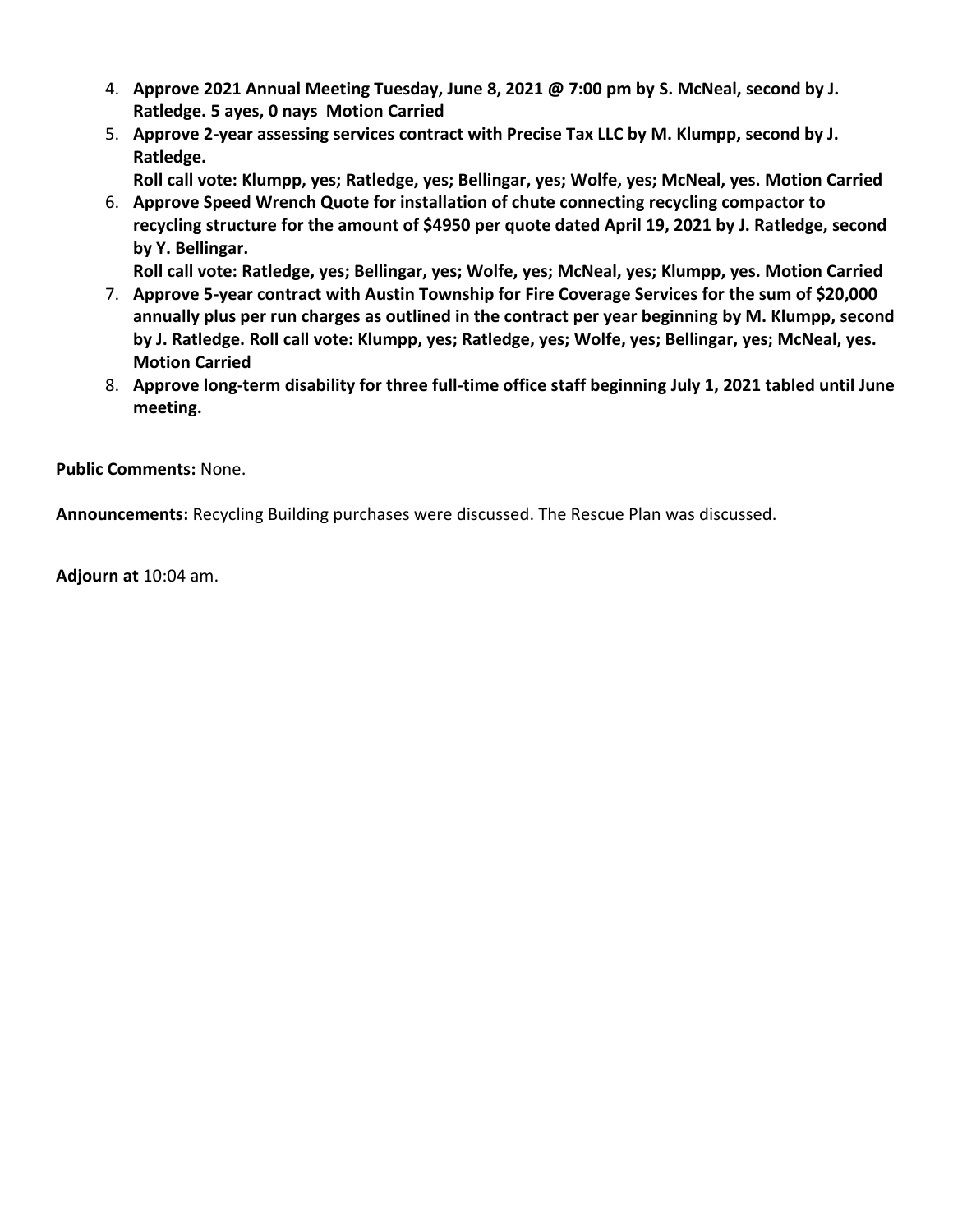4. **Approve 2021 Annual Meeting Tuesday, June 8, 2021 @ 7:00 pm by S. McNeal, second by J. Ratledge. 5 ayes, 0 nays Motion Carried**
5. **Approve 2-year assessing services contract with Precise Tax LLC by M. Klumpp, second by J. Ratledge.**
   **Roll call vote: Klumpp, yes; Ratledge, yes; Bellingar, yes; Wolfe, yes; McNeal, yes. Motion Carried**
6. **Approve Speed Wrench Quote for installation of chute connecting recycling compactor to recycling structure for the amount of $4950 per quote dated April 19, 2021 by J. Ratledge, second by Y. Bellingar.**
   **Roll call vote: Ratledge, yes; Bellingar, yes; Wolfe, yes; McNeal, yes; Klumpp, yes. Motion Carried**
7. **Approve 5-year contract with Austin Township for Fire Coverage Services for the sum of $20,000 annually plus per run charges as outlined in the contract per year beginning by M. Klumpp, second by J. Ratledge. Roll call vote: Klumpp, yes; Ratledge, yes; Wolfe, yes; Bellingar, yes; McNeal, yes. Motion Carried**
8. **Approve long-term disability for three full-time office staff beginning July 1, 2021 tabled until June meeting.**

**Public Comments:** None.

**Announcements:** Recycling Building purchases were discussed. The Rescue Plan was discussed.

**Adjourn at** 10:04 am.